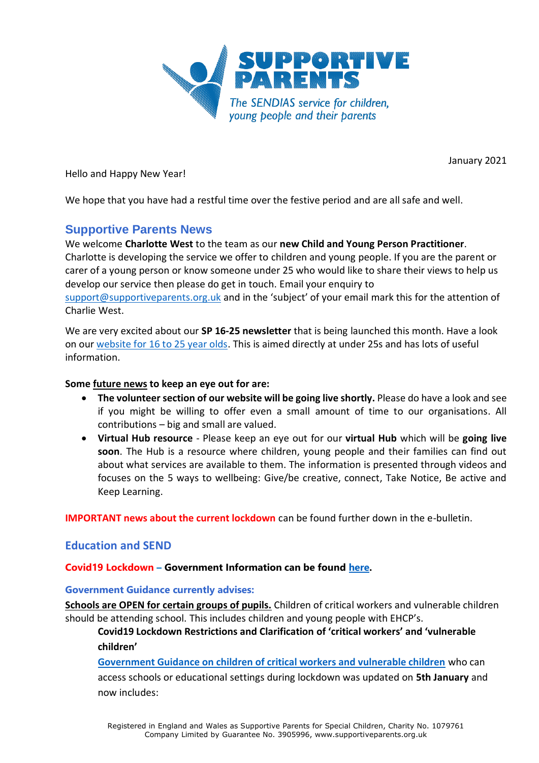SUPPORTIVE PARENTS

*The SENDIAS service for children, young people and their parents*

January 2021

Hello and Happy New Year!

We hope that you have had a restful time over the festive period and are all safe and well.

## Supportive Parents News

We welcome **Charlotte West** to the team as our **new Child and Young Person Practitioner**. Charlotte is developing the service we offer to children and young people. If you are the parent or carer of a young person or know someone under 25 who would like to share their views to help us develop our service then please do get in touch. Email your enquiry to support@supportiveparents.org.uk and in the 'subject' of your email mark this for the attention of Charlie West.

We are very excited about our **SP 16-25 newsletter** that is being launched this month. Have a look on our website for 16 to 25 year olds. This is aimed directly at under 25s and has lots of useful information.

**Some future news to keep an eye out for are:**

- **The volunteer section of our website will be going live shortly.** Please do have a look and see if you might be willing to offer even a small amount of time to our organisations. All contributions – big and small are valued.
- **Virtual Hub resource** - Please keep an eye out for our **virtual Hub** which will be **going live soon**. The Hub is a resource where children, young people and their families can find out about what services are available to them. The information is presented through videos and focuses on the 5 ways to wellbeing: Give/be creative, connect, Take Notice, Be active and Keep Learning.

**IMPORTANT news about the current lockdown** can be found further down in the e-bulletin.

## Education and SEND

**Covid19 Lockdown – Government Information can be found here.**

### Government Guidance currently advises:

**Schools are OPEN for certain groups of pupils.** Children of critical workers and vulnerable children should be attending school. This includes children and young people with EHCP's.

**Covid19 Lockdown Restrictions and Clarification of 'critical workers' and 'vulnerable children'**

**Government Guidance on children of critical workers and vulnerable children** who can access schools or educational settings during lockdown was updated on **5th January** and now includes: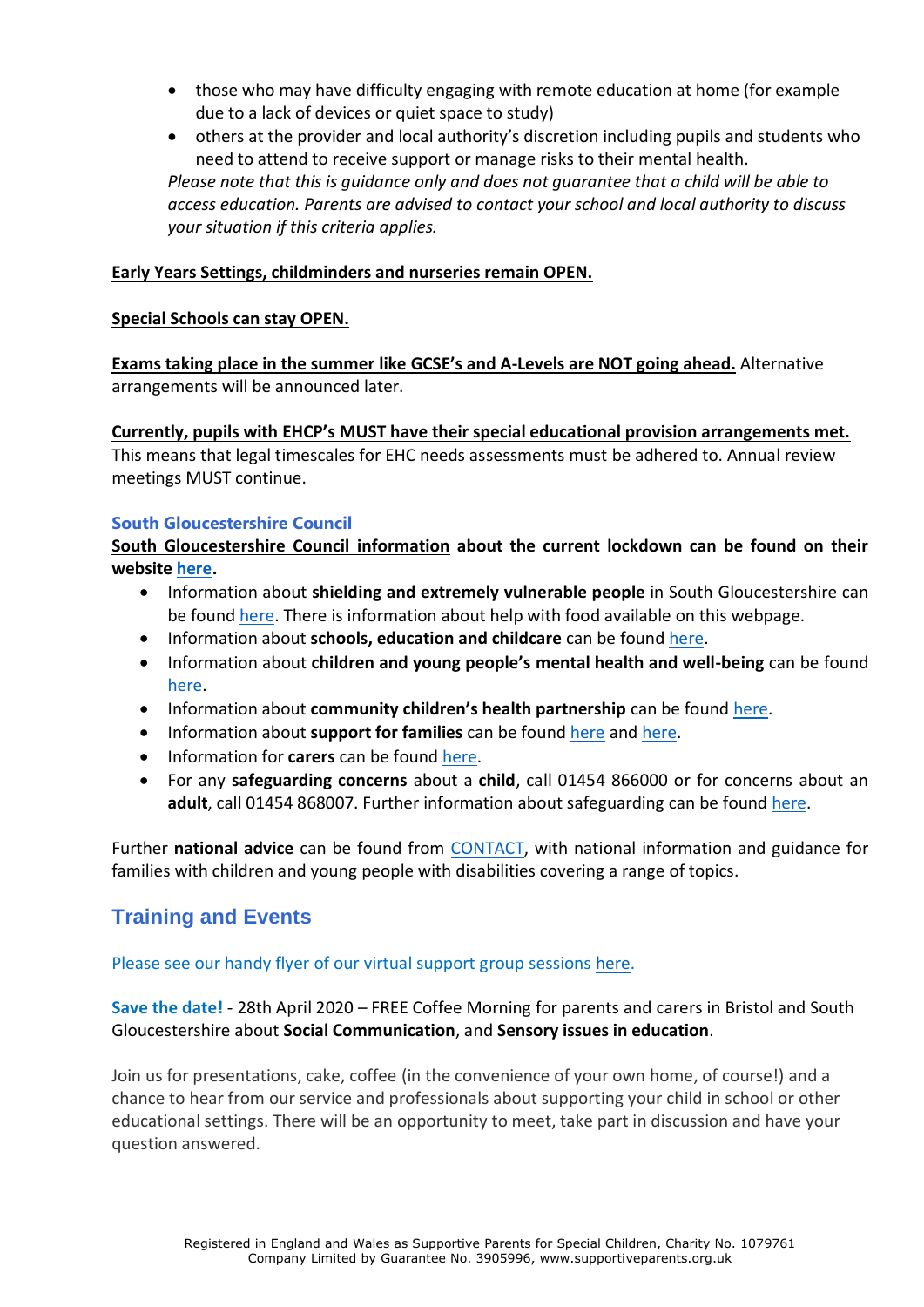- those who may have difficulty engaging with remote education at home (for example due to a lack of devices or quiet space to study)
- others at the provider and local authority's discretion including pupils and students who need to attend to receive support or manage risks to their mental health.

*Please note that this is guidance only and does not guarantee that a child will be able to access education. Parents are advised to contact your school and local authority to discuss your situation if this criteria applies.*

**Early Years Settings, childminders and nurseries remain OPEN.**

**Special Schools can stay OPEN.**

**Exams taking place in the summer like GCSE's and A-Levels are NOT going ahead.** Alternative arrangements will be announced later.

**Currently, pupils with EHCP's MUST have their special educational provision arrangements met.** This means that legal timescales for EHC needs assessments must be adhered to. Annual review meetings MUST continue.

**South Gloucestershire Council**

**South Gloucestershire Council information about the current lockdown can be found on their website here.**

- Information about **shielding and extremely vulnerable people** in South Gloucestershire can be found here. There is information about help with food available on this webpage.
- Information about **schools, education and childcare** can be found here.
- Information about **children and young people's mental health and well-being** can be found here.
- Information about **community children's health partnership** can be found here.
- Information about **support for families** can be found here and here.
- Information for **carers** can be found here.
- For any **safeguarding concerns** about a **child**, call 01454 866000 or for concerns about an **adult**, call 01454 868007. Further information about safeguarding can be found here.

Further **national advice** can be found from CONTACT, with national information and guidance for families with children and young people with disabilities covering a range of topics.

## Training and Events

Please see our handy flyer of our virtual support group sessions here.

**Save the date!** - 28th April 2020 – FREE Coffee Morning for parents and carers in Bristol and South Gloucestershire about **Social Communication**, and **Sensory issues in education**.

Join us for presentations, cake, coffee (in the convenience of your own home, of course!) and a chance to hear from our service and professionals about supporting your child in school or other educational settings. There will be an opportunity to meet, take part in discussion and have your question answered.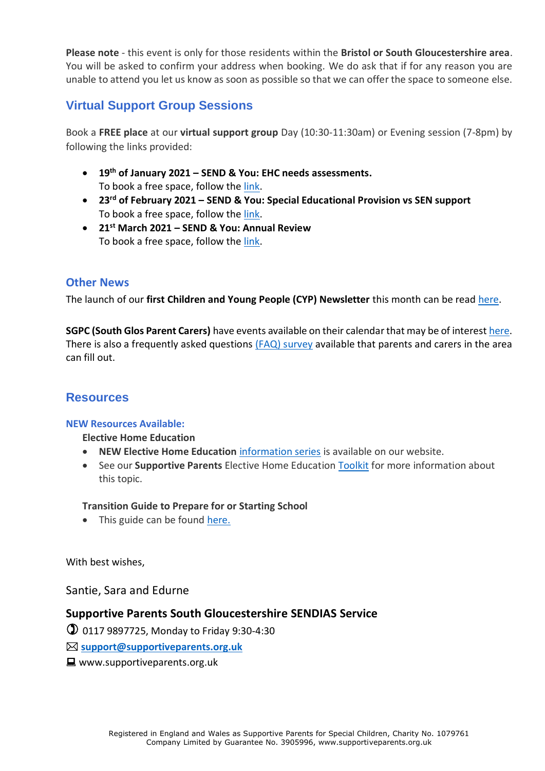**Please note** - this event is only for those residents within the **Bristol or South Gloucestershire area**. You will be asked to confirm your address when booking. We do ask that if for any reason you are unable to attend you let us know as soon as possible so that we can offer the space to someone else.

## Virtual Support Group Sessions

Book a **FREE place** at our **virtual support group** Day (10:30-11:30am) or Evening session (7-8pm) by following the links provided:

- **19th of January 2021 – SEND & You: EHC needs assessments.**
  To book a free space, follow the link.
- **23rd of February 2021 – SEND & You: Special Educational Provision vs SEN support**
  To book a free space, follow the link.
- **21st March 2021 – SEND & You: Annual Review**
  To book a free space, follow the link.

## Other News

The launch of our **first Children and Young People (CYP) Newsletter** this month can be read here.

**SGPC (South Glos Parent Carers)** have events available on their calendar that may be of interest here. There is also a frequently asked questions (FAQ) survey available that parents and carers in the area can fill out.

## Resources

### NEW Resources Available:

**Elective Home Education**

- **NEW Elective Home Education** information series is available on our website.
- See our **Supportive Parents** Elective Home Education Toolkit for more information about this topic.

**Transition Guide to Prepare for or Starting School**

- This guide can be found here.

With best wishes,

Santie, Sara and Edurne

**Supportive Parents South Gloucestershire SENDIAS Service**

0117 9897725, Monday to Friday 9:30-4:30

**support@supportiveparents.org.uk**

www.supportiveparents.org.uk

Registered in England and Wales as Supportive Parents for Special Children, Charity No. 1079761
Company Limited by Guarantee No. 3905996, www.supportiveparents.org.uk